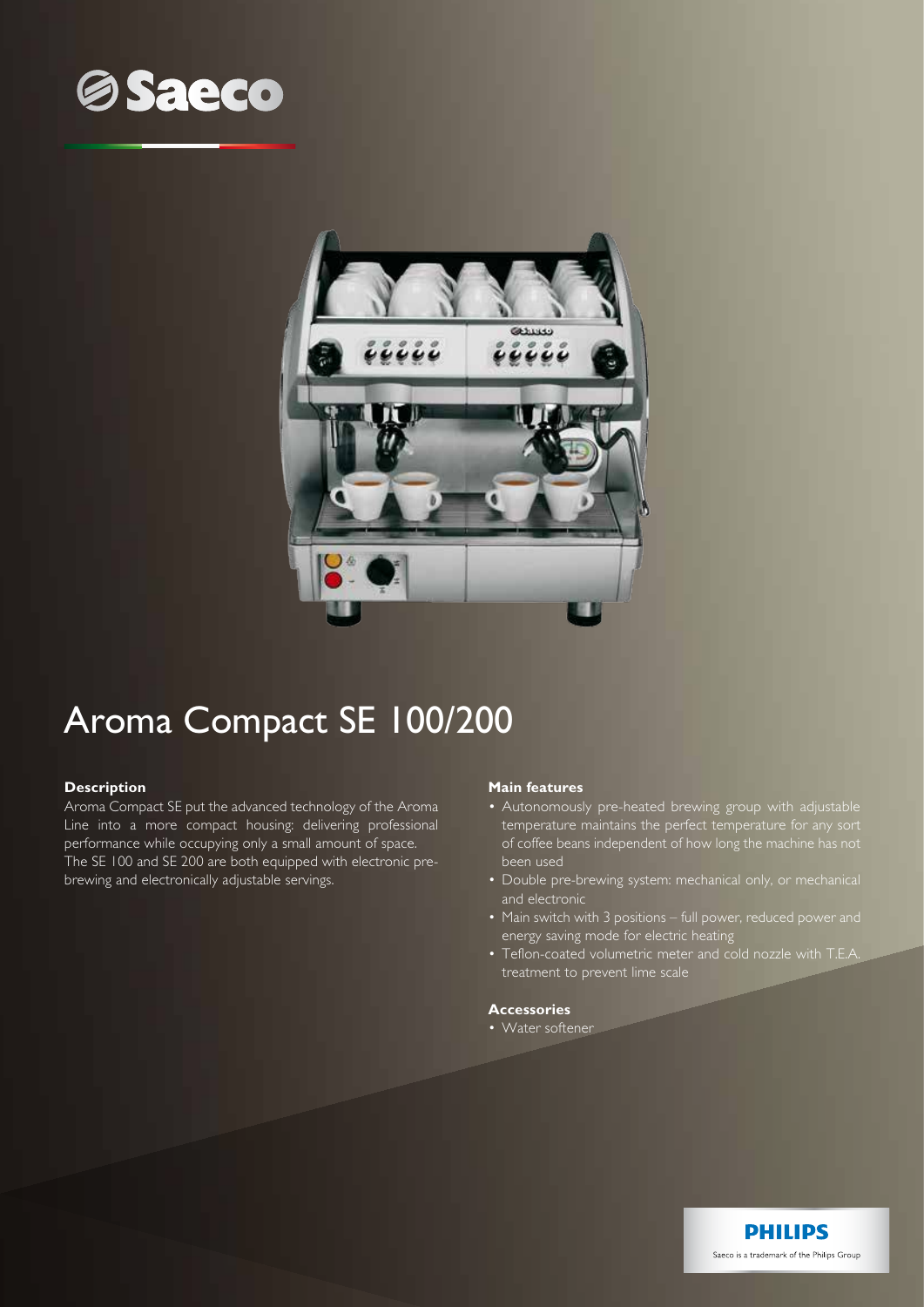# Aroma Compact SE 100/200

### Description

Aroma Compact SE put the advanced technology of the Aroma Line into a more compact housing: delivering professional performance while occupying only a small amount of space. The SE 100 and SE 200 are both equipped with electronic pre-brewing and electronically adjustable servings.

### Main features

- Autonomously pre-heated brewing group with adjustable temperature maintains the perfect temperature for any sort of coffee beans independent of how long the machine has not been used
- Double pre-brewing system: mechanical only, or mechanical and electronic
- Main switch with 3 positions – full power, reduced power and energy saving mode for electric heating
- Teflon-coated volumetric meter and cold nozzle with T.E.A. treatment to prevent lime scale

### Accessories

- Water softener

Saeco is a trademark of the Philips Group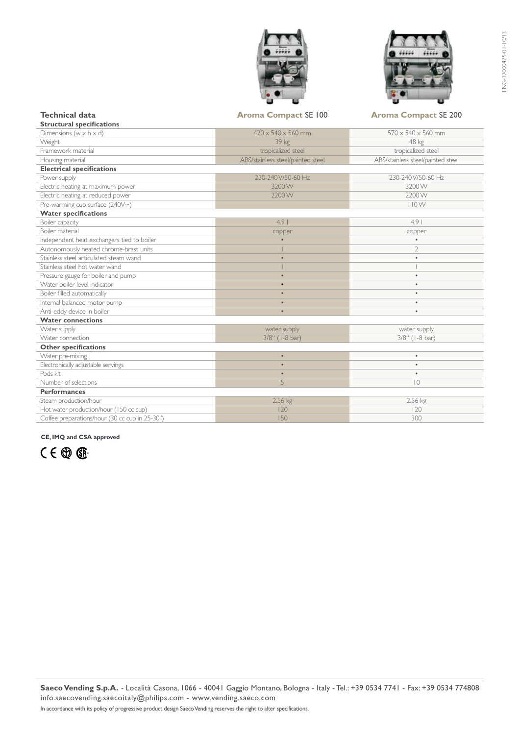| Technical data | Aroma Compact SE 100 | Aroma Compact SE 200 |
|---|---|---|
| **Structural specifications** | | |
| Dimensions (w x h x d) | 420 x 540 x 560 mm | 570 x 540 x 560 mm |
| Weight | 39 kg | 48 kg |
| Framework material | tropicalized steel | tropicalized steel |
| Housing material | ABS/stainless steel/painted steel | ABS/stainless steel/painted steel |
| **Electrical specifications** | | |
| Power supply | 230-240 V/50-60 Hz | 230-240 V/50-60 Hz |
| Electric heating at maximum power | 3200 W | 3200 W |
| Electric heating at reduced power | 2200 W | 2200 W |
| Pre-warming cup surface (240V~) | | 110 W |
| **Water specifications** | | |
| Boiler capacity | 4.9 l | 4.9 l |
| Boiler material | copper | copper |
| Independent heat exchangers tied to boiler | • | • |
| Autonomously heated chrome-brass units | 1 | 2 |
| Stainless steel articulated steam wand | • | • |
| Stainless steel hot water wand | 1 | 1 |
| Pressure gauge for boiler and pump | • | • |
| Water boiler level indicator | • | • |
| Boiler filled automatically | • | • |
| Internal balanced motor pump | • | • |
| Anti-eddy device in boiler | • | • |
| **Water connections** | | |
| Water supply | water supply | water supply |
| Water connection | 3/8" (1-8 bar) | 3/8" (1-8 bar) |
| **Other specifications** | | |
| Water pre-mixing | • | • |
| Electronically adjustable servings | • | • |
| Pods kit | • | • |
| Number of selections | 5 | 10 |
| **Performances** | | |
| Steam production/hour | 2.56 kg | 2.56 kg |
| Hot water production/hour (150 cc cup) | 120 | 120 |
| Coffee preparations/hour (30 cc cup in 25-30") | 150 | 300 |

**CE, IMQ and CSA approved**

**Saeco Vending S.p.A.** - Località Casona, 1066 - 40041 Gaggio Montano, Bologna - Italy - Tel.: +39 0534 7741 - Fax: +39 0534 774808
info.saecovending.saecoitaly@philips.com - www.vending.saeco.com

In accordance with its policy of progressive product design Saeco Vending reserves the right to alter specifications.